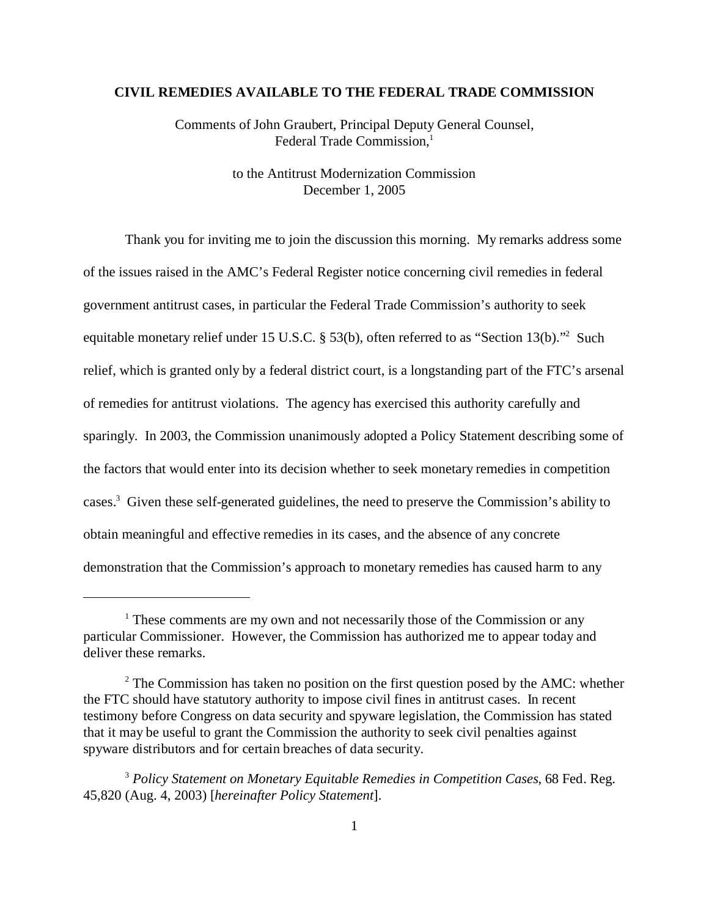# CIVIL REMEDIES AVAILABLE TO THE FEDERAL TRADE COMMISSION

Comments of John Graubert, Principal Deputy General Counsel, Federal Trade Commission,[1]

to the Antitrust Modernization Commission
December 1, 2005

Thank you for inviting me to join the discussion this morning. My remarks address some of the issues raised in the AMC's Federal Register notice concerning civil remedies in federal government antitrust cases, in particular the Federal Trade Commission's authority to seek equitable monetary relief under 15 U.S.C. § 53(b), often referred to as "Section 13(b)."[2] Such relief, which is granted only by a federal district court, is a longstanding part of the FTC's arsenal of remedies for antitrust violations. The agency has exercised this authority carefully and sparingly. In 2003, the Commission unanimously adopted a Policy Statement describing some of the factors that would enter into its decision whether to seek monetary remedies in competition cases.[3] Given these self-generated guidelines, the need to preserve the Commission's ability to obtain meaningful and effective remedies in its cases, and the absence of any concrete demonstration that the Commission's approach to monetary remedies has caused harm to any

---

[1] These comments are my own and not necessarily those of the Commission or any particular Commissioner. However, the Commission has authorized me to appear today and deliver these remarks.

[2] The Commission has taken no position on the first question posed by the AMC: whether the FTC should have statutory authority to impose civil fines in antitrust cases. In recent testimony before Congress on data security and spyware legislation, the Commission has stated that it may be useful to grant the Commission the authority to seek civil penalties against spyware distributors and for certain breaches of data security.

[3] *Policy Statement on Monetary Equitable Remedies in Competition Cases*, 68 Fed. Reg. 45,820 (Aug. 4, 2003) [*hereinafter Policy Statement*].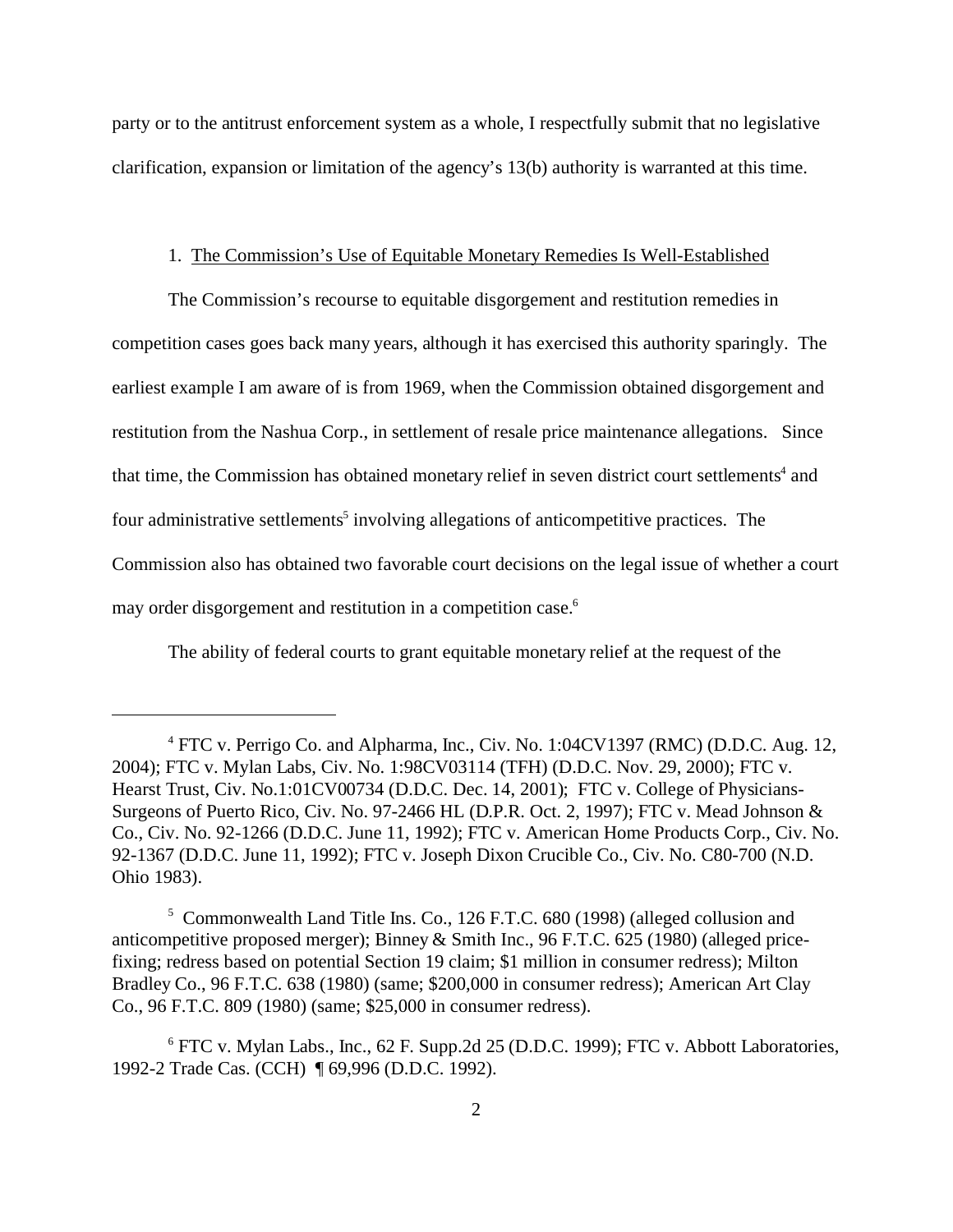party or to the antitrust enforcement system as a whole, I respectfully submit that no legislative clarification, expansion or limitation of the agency's 13(b) authority is warranted at this time.

1. The Commission's Use of Equitable Monetary Remedies Is Well-Established

The Commission's recourse to equitable disgorgement and restitution remedies in competition cases goes back many years, although it has exercised this authority sparingly. The earliest example I am aware of is from 1969, when the Commission obtained disgorgement and restitution from the Nashua Corp., in settlement of resale price maintenance allegations. Since that time, the Commission has obtained monetary relief in seven district court settlements[4] and four administrative settlements[5] involving allegations of anticompetitive practices. The Commission also has obtained two favorable court decisions on the legal issue of whether a court may order disgorgement and restitution in a competition case.[6]

The ability of federal courts to grant equitable monetary relief at the request of the

---

[4] FTC v. Perrigo Co. and Alpharma, Inc., Civ. No. 1:04CV1397 (RMC) (D.D.C. Aug. 12, 2004); FTC v. Mylan Labs, Civ. No. 1:98CV03114 (TFH) (D.D.C. Nov. 29, 2000); FTC v. Hearst Trust, Civ. No.1:01CV00734 (D.D.C. Dec. 14, 2001); FTC v. College of Physicians-Surgeons of Puerto Rico, Civ. No. 97-2466 HL (D.P.R. Oct. 2, 1997); FTC v. Mead Johnson & Co., Civ. No. 92-1266 (D.D.C. June 11, 1992); FTC v. American Home Products Corp., Civ. No. 92-1367 (D.D.C. June 11, 1992); FTC v. Joseph Dixon Crucible Co., Civ. No. C80-700 (N.D. Ohio 1983).

[5] Commonwealth Land Title Ins. Co., 126 F.T.C. 680 (1998) (alleged collusion and anticompetitive proposed merger); Binney & Smith Inc., 96 F.T.C. 625 (1980) (alleged price-fixing; redress based on potential Section 19 claim; $1 million in consumer redress); Milton Bradley Co., 96 F.T.C. 638 (1980) (same; $200,000 in consumer redress); American Art Clay Co., 96 F.T.C. 809 (1980) (same; $25,000 in consumer redress).

[6] FTC v. Mylan Labs., Inc., 62 F. Supp.2d 25 (D.D.C. 1999); FTC v. Abbott Laboratories, 1992-2 Trade Cas. (CCH) ¶ 69,996 (D.D.C. 1992).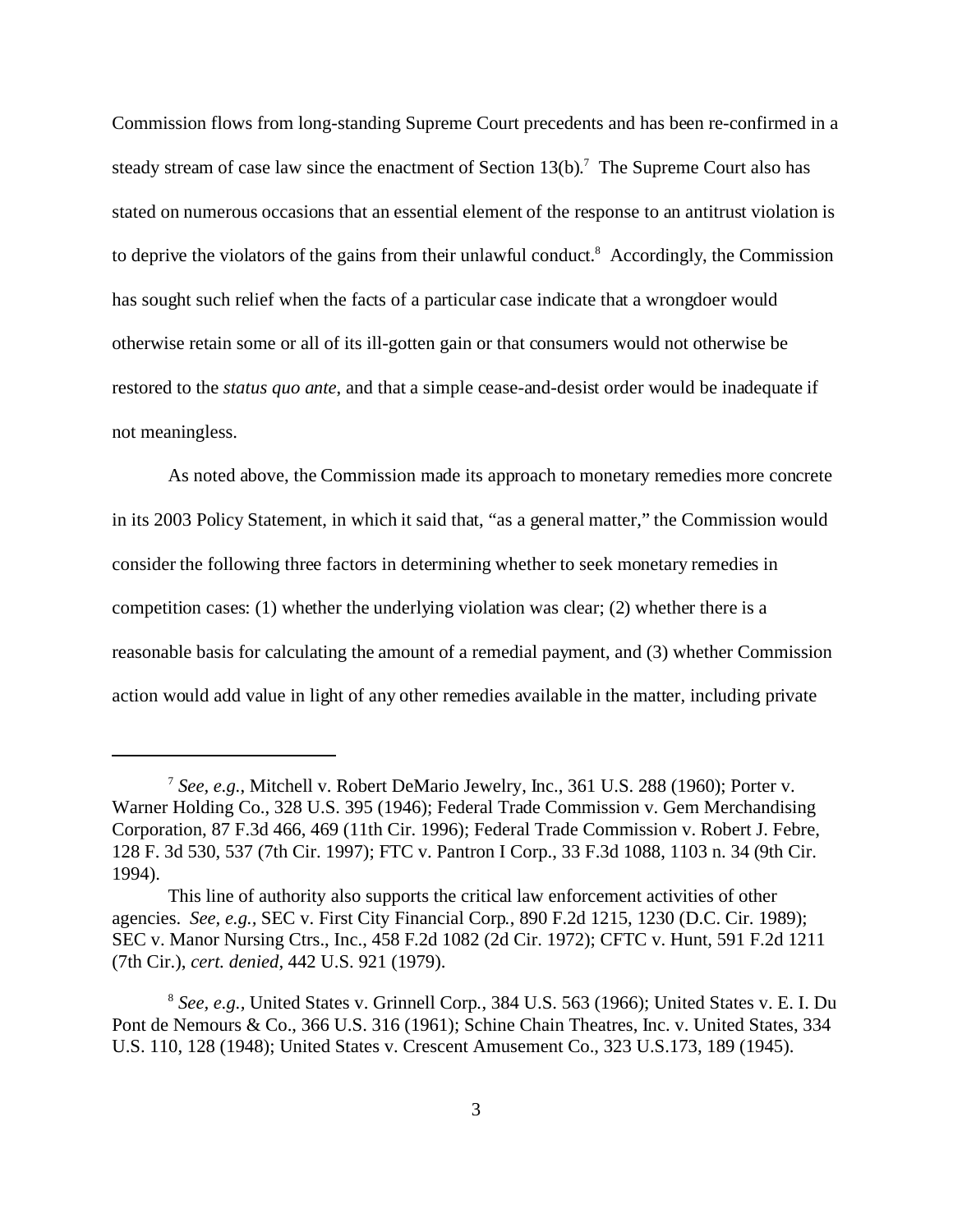Commission flows from long-standing Supreme Court precedents and has been re-confirmed in a steady stream of case law since the enactment of Section 13(b).[7] The Supreme Court also has stated on numerous occasions that an essential element of the response to an antitrust violation is to deprive the violators of the gains from their unlawful conduct.[8] Accordingly, the Commission has sought such relief when the facts of a particular case indicate that a wrongdoer would otherwise retain some or all of its ill-gotten gain or that consumers would not otherwise be restored to the *status quo ante*, and that a simple cease-and-desist order would be inadequate if not meaningless.

As noted above, the Commission made its approach to monetary remedies more concrete in its 2003 Policy Statement, in which it said that, "as a general matter," the Commission would consider the following three factors in determining whether to seek monetary remedies in competition cases: (1) whether the underlying violation was clear; (2) whether there is a reasonable basis for calculating the amount of a remedial payment, and (3) whether Commission action would add value in light of any other remedies available in the matter, including private

---

[7] *See, e.g.*, Mitchell v. Robert DeMario Jewelry, Inc., 361 U.S. 288 (1960); Porter v. Warner Holding Co., 328 U.S. 395 (1946); Federal Trade Commission v. Gem Merchandising Corporation, 87 F.3d 466, 469 (11th Cir. 1996); Federal Trade Commission v. Robert J. Febre, 128 F. 3d 530, 537 (7th Cir. 1997); FTC v. Pantron I Corp., 33 F.3d 1088, 1103 n. 34 (9th Cir. 1994).

This line of authority also supports the critical law enforcement activities of other agencies. *See, e.g.,* SEC v. First City Financial Corp., 890 F.2d 1215, 1230 (D.C. Cir. 1989); SEC v. Manor Nursing Ctrs., Inc., 458 F.2d 1082 (2d Cir. 1972); CFTC v. Hunt, 591 F.2d 1211 (7th Cir.), *cert. denied*, 442 U.S. 921 (1979).

[8] *See, e.g.,* United States v. Grinnell Corp., 384 U.S. 563 (1966); United States v. E. I. Du Pont de Nemours & Co., 366 U.S. 316 (1961); Schine Chain Theatres, Inc. v. United States, 334 U.S. 110, 128 (1948); United States v. Crescent Amusement Co., 323 U.S.173, 189 (1945).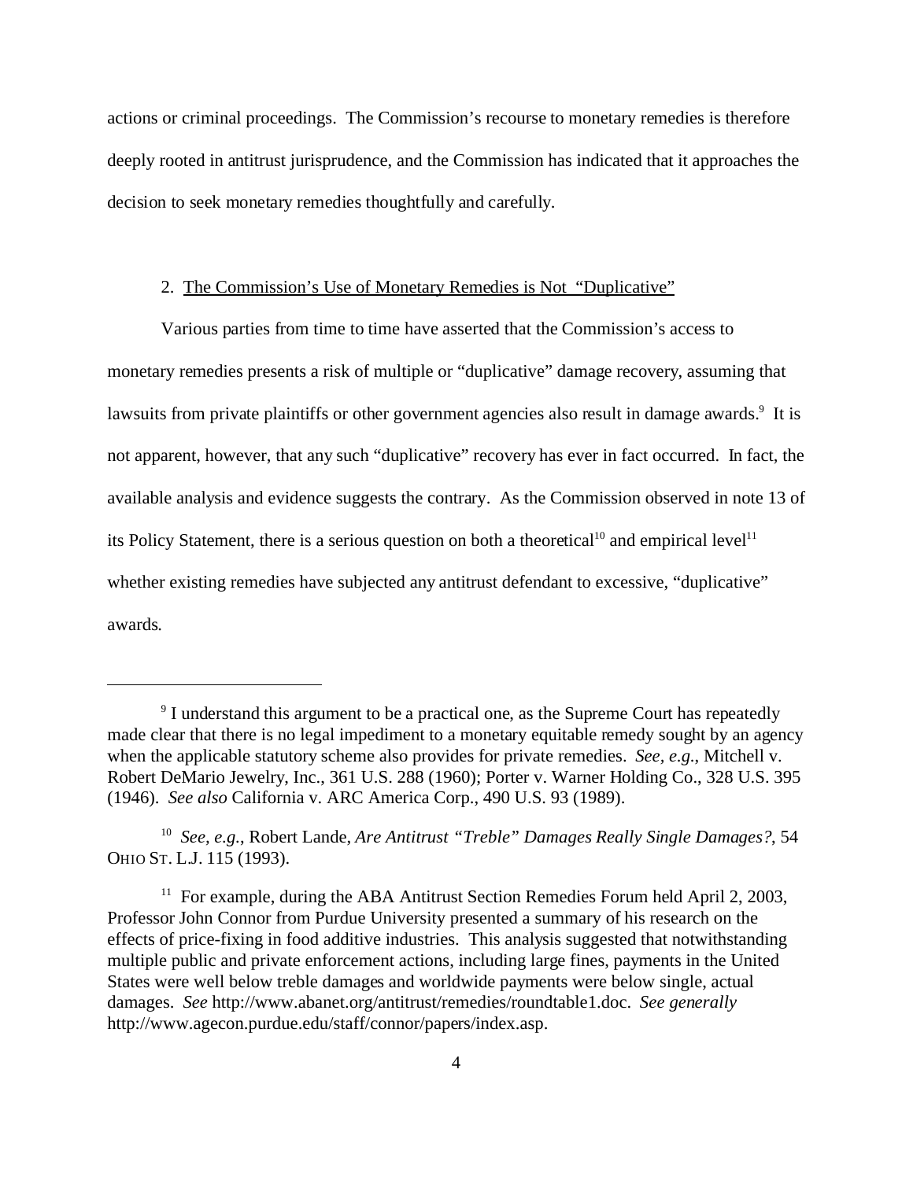actions or criminal proceedings. The Commission's recourse to monetary remedies is therefore deeply rooted in antitrust jurisprudence, and the Commission has indicated that it approaches the decision to seek monetary remedies thoughtfully and carefully.

2. <u>The Commission's Use of Monetary Remedies is Not "Duplicative"</u>

Various parties from time to time have asserted that the Commission's access to monetary remedies presents a risk of multiple or "duplicative" damage recovery, assuming that lawsuits from private plaintiffs or other government agencies also result in damage awards.[9] It is not apparent, however, that any such "duplicative" recovery has ever in fact occurred. In fact, the available analysis and evidence suggests the contrary. As the Commission observed in note 13 of its Policy Statement, there is a serious question on both a theoretical[10] and empirical level[11] whether existing remedies have subjected any antitrust defendant to excessive, "duplicative" awards.

---

[9] I understand this argument to be a practical one, as the Supreme Court has repeatedly made clear that there is no legal impediment to a monetary equitable remedy sought by an agency when the applicable statutory scheme also provides for private remedies. *See, e.g.*, Mitchell v. Robert DeMario Jewelry, Inc., 361 U.S. 288 (1960); Porter v. Warner Holding Co., 328 U.S. 395 (1946). *See also* California v. ARC America Corp., 490 U.S. 93 (1989).

[10] *See, e.g.*, Robert Lande, *Are Antitrust "Treble" Damages Really Single Damages?*, 54 OHIO ST. L.J. 115 (1993).

[11] For example, during the ABA Antitrust Section Remedies Forum held April 2, 2003, Professor John Connor from Purdue University presented a summary of his research on the effects of price-fixing in food additive industries. This analysis suggested that notwithstanding multiple public and private enforcement actions, including large fines, payments in the United States were well below treble damages and worldwide payments were below single, actual damages. *See* http://www.abanet.org/antitrust/remedies/roundtable1.doc. *See generally* http://www.agecon.purdue.edu/staff/connor/papers/index.asp.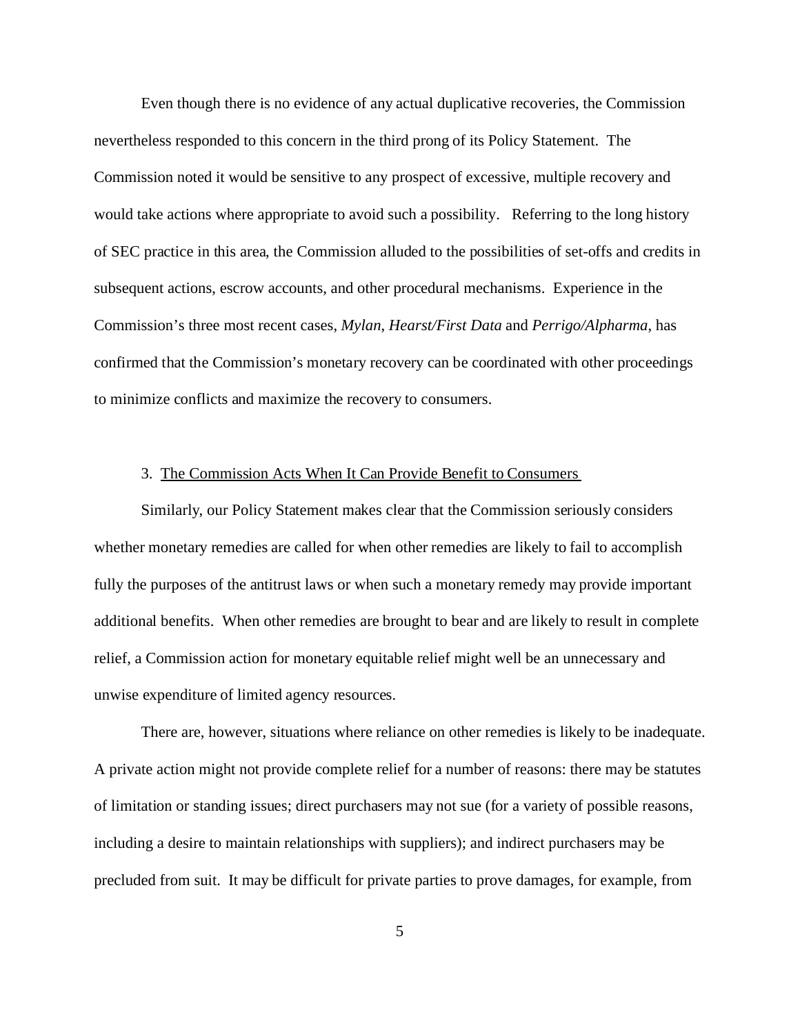Even though there is no evidence of any actual duplicative recoveries, the Commission nevertheless responded to this concern in the third prong of its Policy Statement. The Commission noted it would be sensitive to any prospect of excessive, multiple recovery and would take actions where appropriate to avoid such a possibility. Referring to the long history of SEC practice in this area, the Commission alluded to the possibilities of set-offs and credits in subsequent actions, escrow accounts, and other procedural mechanisms. Experience in the Commission's three most recent cases, *Mylan*, *Hearst/First Data* and *Perrigo/Alpharma*, has confirmed that the Commission's monetary recovery can be coordinated with other proceedings to minimize conflicts and maximize the recovery to consumers.

3. <u>The Commission Acts When It Can Provide Benefit to Consumers</u>

Similarly, our Policy Statement makes clear that the Commission seriously considers whether monetary remedies are called for when other remedies are likely to fail to accomplish fully the purposes of the antitrust laws or when such a monetary remedy may provide important additional benefits. When other remedies are brought to bear and are likely to result in complete relief, a Commission action for monetary equitable relief might well be an unnecessary and unwise expenditure of limited agency resources.

There are, however, situations where reliance on other remedies is likely to be inadequate. A private action might not provide complete relief for a number of reasons: there may be statutes of limitation or standing issues; direct purchasers may not sue (for a variety of possible reasons, including a desire to maintain relationships with suppliers); and indirect purchasers may be precluded from suit. It may be difficult for private parties to prove damages, for example, from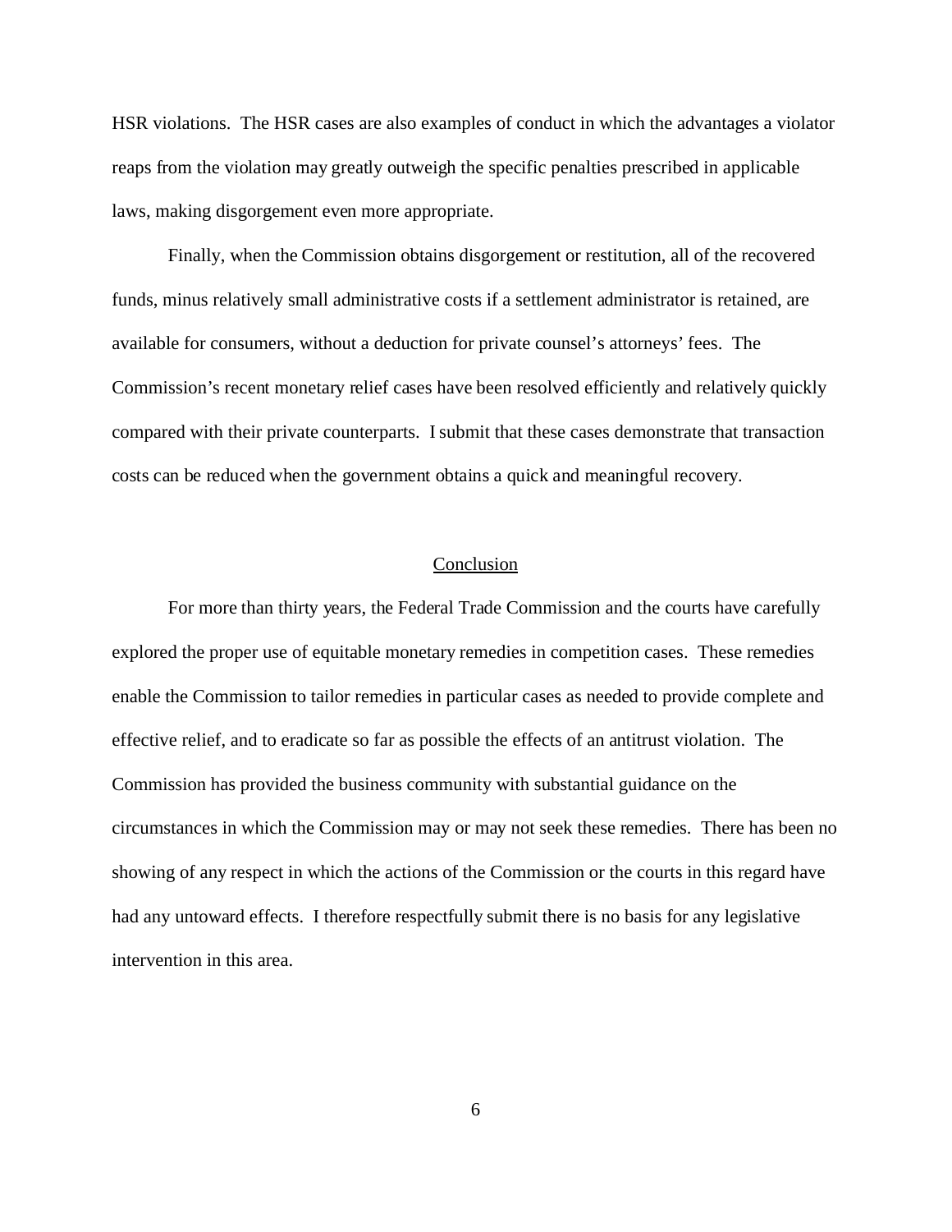HSR violations. The HSR cases are also examples of conduct in which the advantages a violator reaps from the violation may greatly outweigh the specific penalties prescribed in applicable laws, making disgorgement even more appropriate.

Finally, when the Commission obtains disgorgement or restitution, all of the recovered funds, minus relatively small administrative costs if a settlement administrator is retained, are available for consumers, without a deduction for private counsel's attorneys' fees. The Commission's recent monetary relief cases have been resolved efficiently and relatively quickly compared with their private counterparts. I submit that these cases demonstrate that transaction costs can be reduced when the government obtains a quick and meaningful recovery.

## Conclusion

For more than thirty years, the Federal Trade Commission and the courts have carefully explored the proper use of equitable monetary remedies in competition cases. These remedies enable the Commission to tailor remedies in particular cases as needed to provide complete and effective relief, and to eradicate so far as possible the effects of an antitrust violation. The Commission has provided the business community with substantial guidance on the circumstances in which the Commission may or may not seek these remedies. There has been no showing of any respect in which the actions of the Commission or the courts in this regard have had any untoward effects. I therefore respectfully submit there is no basis for any legislative intervention in this area.